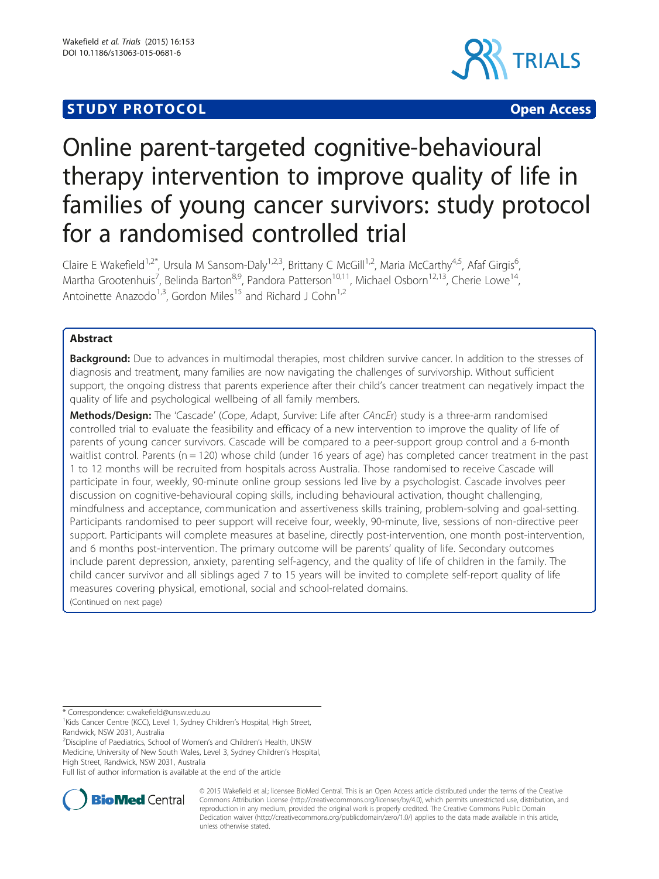STUDY PROTOCOL Open Access

# Online parent-targeted cognitive-behavioural therapy intervention to improve quality of life in families of young cancer survivors: study protocol for a randomised controlled trial

Claire E Wakefield[1,2*], Ursula M Sansom-Daly[1,2,3], Brittany C McGill[1,2], Maria McCarthy[4,5], Afaf Girgis[6], Martha Grootenhuis[7], Belinda Barton[8,9], Pandora Patterson[10,11], Michael Osborn[12,13], Cherie Lowe[14], Antoinette Anazodo[1,3], Gordon Miles[15] and Richard J Cohn[1,2]

## Abstract

**Background:** Due to advances in multimodal therapies, most children survive cancer. In addition to the stresses of diagnosis and treatment, many families are now navigating the challenges of survivorship. Without sufficient support, the ongoing distress that parents experience after their child's cancer treatment can negatively impact the quality of life and psychological wellbeing of all family members.

**Methods/Design:** The 'Cascade' (*C*ope, *A*dapt, *S*urvive: Life after *CA*nc*E*r) study is a three-arm randomised controlled trial to evaluate the feasibility and efficacy of a new intervention to improve the quality of life of parents of young cancer survivors. Cascade will be compared to a peer-support group control and a 6-month waitlist control. Parents (n = 120) whose child (under 16 years of age) has completed cancer treatment in the past 1 to 12 months will be recruited from hospitals across Australia. Those randomised to receive Cascade will participate in four, weekly, 90-minute online group sessions led live by a psychologist. Cascade involves peer discussion on cognitive-behavioural coping skills, including behavioural activation, thought challenging, mindfulness and acceptance, communication and assertiveness skills training, problem-solving and goal-setting. Participants randomised to peer support will receive four, weekly, 90-minute, live, sessions of non-directive peer support. Participants will complete measures at baseline, directly post-intervention, one month post-intervention, and 6 months post-intervention. The primary outcome will be parents' quality of life. Secondary outcomes include parent depression, anxiety, parenting self-agency, and the quality of life of children in the family. The child cancer survivor and all siblings aged 7 to 15 years will be invited to complete self-report quality of life measures covering physical, emotional, social and school-related domains.

(Continued on next page)

\* Correspondence: c.wakefield@unsw.edu.au

[1]Kids Cancer Centre (KCC), Level 1, Sydney Children's Hospital, High Street, Randwick, NSW 2031, Australia

[2]Discipline of Paediatrics, School of Women's and Children's Health, UNSW Medicine, University of New South Wales, Level 3, Sydney Children's Hospital, High Street, Randwick, NSW 2031, Australia

Full list of author information is available at the end of the article

© 2015 Wakefield et al.; licensee BioMed Central. This is an Open Access article distributed under the terms of the Creative Commons Attribution License (http://creativecommons.org/licenses/by/4.0), which permits unrestricted use, distribution, and reproduction in any medium, provided the original work is properly credited. The Creative Commons Public Domain Dedication waiver (http://creativecommons.org/publicdomain/zero/1.0/) applies to the data made available in this article, unless otherwise stated.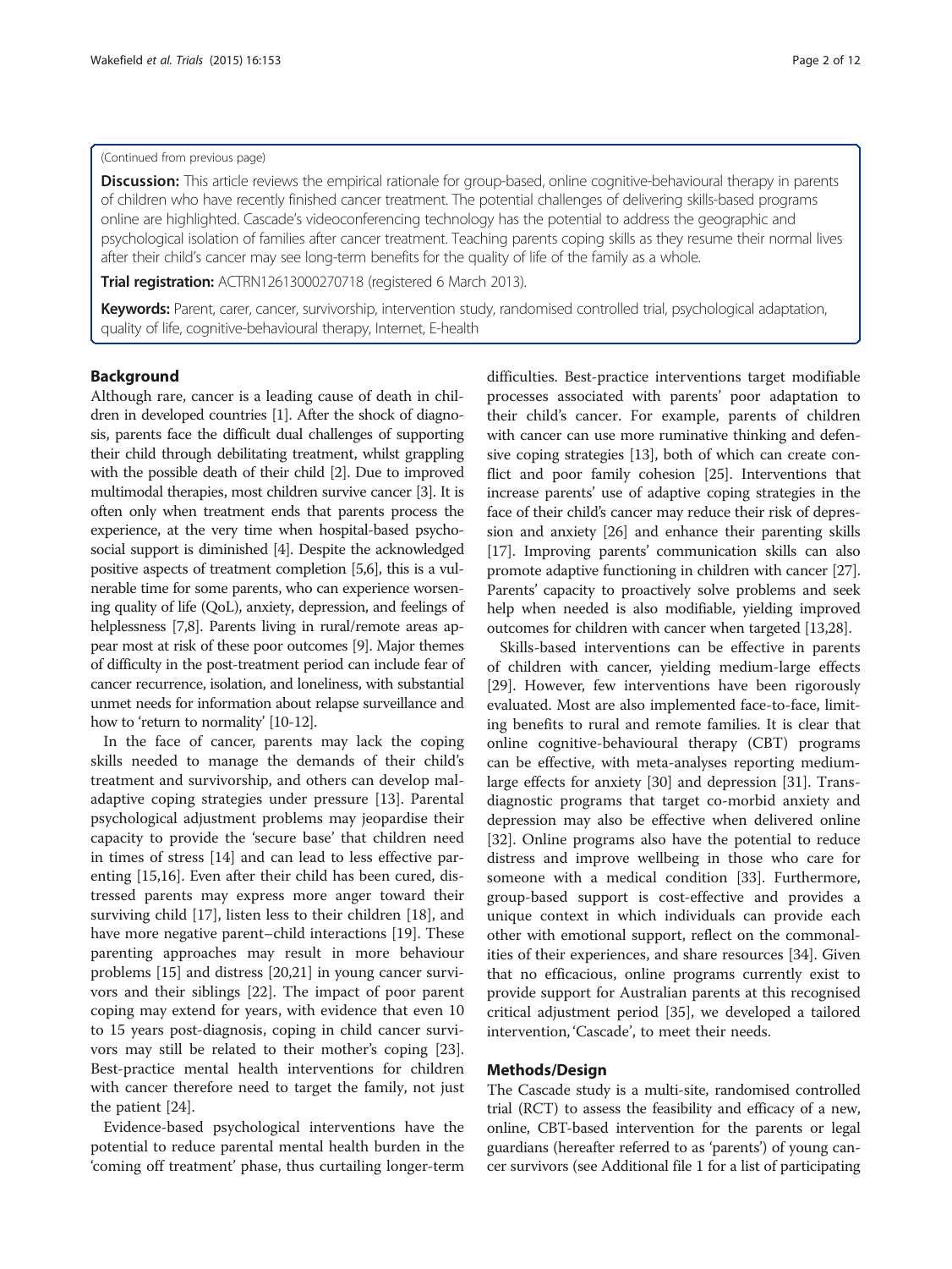(Continued from previous page)

**Discussion:** This article reviews the empirical rationale for group-based, online cognitive-behavioural therapy in parents of children who have recently finished cancer treatment. The potential challenges of delivering skills-based programs online are highlighted. Cascade's videoconferencing technology has the potential to address the geographic and psychological isolation of families after cancer treatment. Teaching parents coping skills as they resume their normal lives after their child's cancer may see long-term benefits for the quality of life of the family as a whole.

**Trial registration:** ACTRN12613000270718 (registered 6 March 2013).

**Keywords:** Parent, carer, cancer, survivorship, intervention study, randomised controlled trial, psychological adaptation, quality of life, cognitive-behavioural therapy, Internet, E-health

## Background

Although rare, cancer is a leading cause of death in children in developed countries [1]. After the shock of diagnosis, parents face the difficult dual challenges of supporting their child through debilitating treatment, whilst grappling with the possible death of their child [2]. Due to improved multimodal therapies, most children survive cancer [3]. It is often only when treatment ends that parents process the experience, at the very time when hospital-based psychosocial support is diminished [4]. Despite the acknowledged positive aspects of treatment completion [5,6], this is a vulnerable time for some parents, who can experience worsening quality of life (QoL), anxiety, depression, and feelings of helplessness [7,8]. Parents living in rural/remote areas appear most at risk of these poor outcomes [9]. Major themes of difficulty in the post-treatment period can include fear of cancer recurrence, isolation, and loneliness, with substantial unmet needs for information about relapse surveillance and how to 'return to normality' [10-12].

In the face of cancer, parents may lack the coping skills needed to manage the demands of their child's treatment and survivorship, and others can develop maladaptive coping strategies under pressure [13]. Parental psychological adjustment problems may jeopardise their capacity to provide the 'secure base' that children need in times of stress [14] and can lead to less effective parenting [15,16]. Even after their child has been cured, distressed parents may express more anger toward their surviving child [17], listen less to their children [18], and have more negative parent–child interactions [19]. These parenting approaches may result in more behaviour problems [15] and distress [20,21] in young cancer survivors and their siblings [22]. The impact of poor parent coping may extend for years, with evidence that even 10 to 15 years post-diagnosis, coping in child cancer survivors may still be related to their mother's coping [23]. Best-practice mental health interventions for children with cancer therefore need to target the family, not just the patient [24].

Evidence-based psychological interventions have the potential to reduce parental mental health burden in the 'coming off treatment' phase, thus curtailing longer-term difficulties. Best-practice interventions target modifiable processes associated with parents' poor adaptation to their child's cancer. For example, parents of children with cancer can use more ruminative thinking and defensive coping strategies [13], both of which can create conflict and poor family cohesion [25]. Interventions that increase parents' use of adaptive coping strategies in the face of their child's cancer may reduce their risk of depression and anxiety [26] and enhance their parenting skills [17]. Improving parents' communication skills can also promote adaptive functioning in children with cancer [27]. Parents' capacity to proactively solve problems and seek help when needed is also modifiable, yielding improved outcomes for children with cancer when targeted [13,28].

Skills-based interventions can be effective in parents of children with cancer, yielding medium-large effects [29]. However, few interventions have been rigorously evaluated. Most are also implemented face-to-face, limiting benefits to rural and remote families. It is clear that online cognitive-behavioural therapy (CBT) programs can be effective, with meta-analyses reporting medium-large effects for anxiety [30] and depression [31]. Transdiagnostic programs that target co-morbid anxiety and depression may also be effective when delivered online [32]. Online programs also have the potential to reduce distress and improve wellbeing in those who care for someone with a medical condition [33]. Furthermore, group-based support is cost-effective and provides a unique context in which individuals can provide each other with emotional support, reflect on the commonalities of their experiences, and share resources [34]. Given that no efficacious, online programs currently exist to provide support for Australian parents at this recognised critical adjustment period [35], we developed a tailored intervention, 'Cascade', to meet their needs.

## Methods/Design

The Cascade study is a multi-site, randomised controlled trial (RCT) to assess the feasibility and efficacy of a new, online, CBT-based intervention for the parents or legal guardians (hereafter referred to as 'parents') of young cancer survivors (see Additional file 1 for a list of participating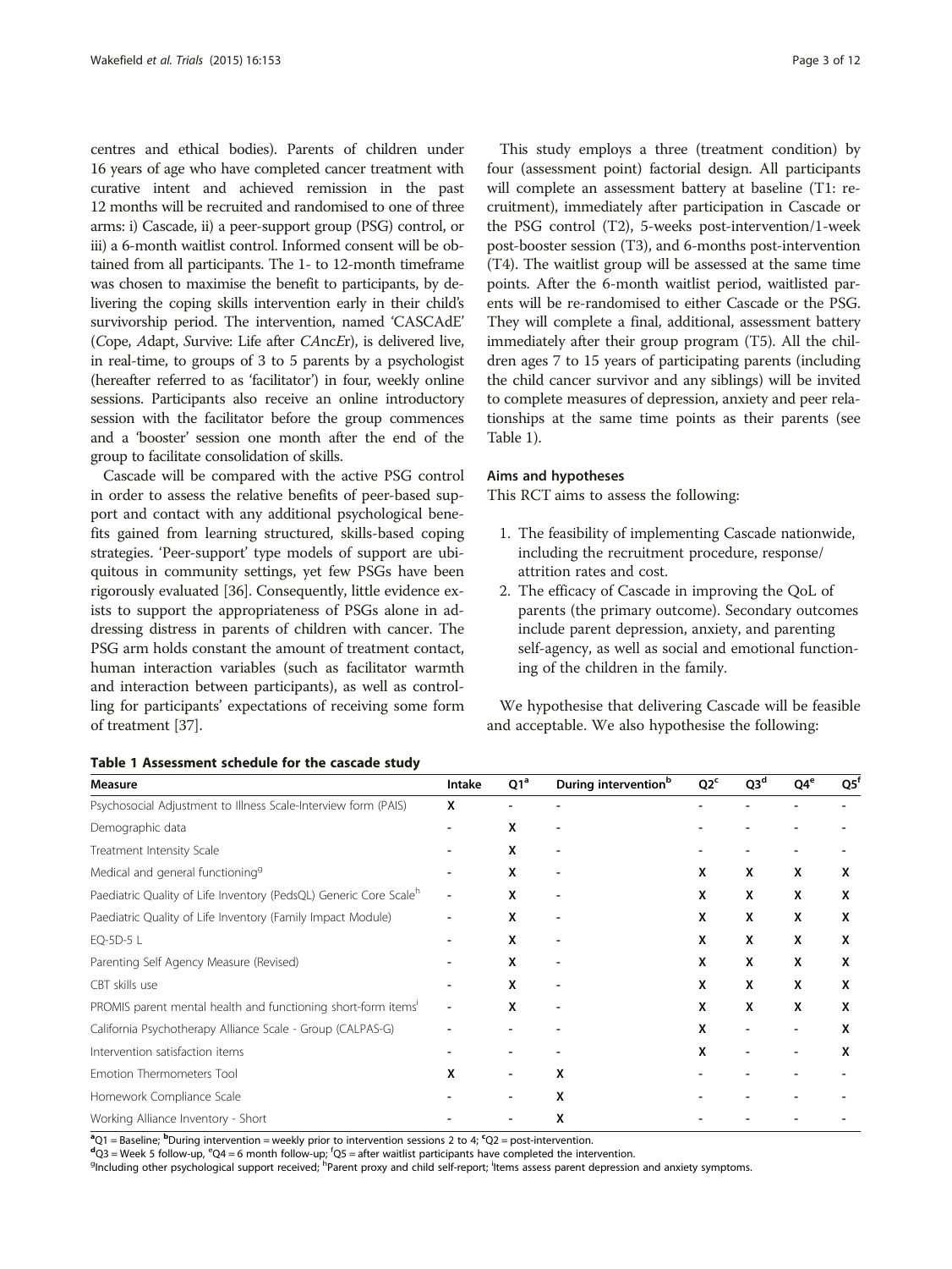centres and ethical bodies). Parents of children under 16 years of age who have completed cancer treatment with curative intent and achieved remission in the past 12 months will be recruited and randomised to one of three arms: i) Cascade, ii) a peer-support group (PSG) control, or iii) a 6-month waitlist control. Informed consent will be obtained from all participants. The 1- to 12-month timeframe was chosen to maximise the benefit to participants, by delivering the coping skills intervention early in their child's survivorship period. The intervention, named 'CASCAdE' (*C*ope, *A*dapt, *S*urvive: Life after *CA*nc*E*r), is delivered live, in real-time, to groups of 3 to 5 parents by a psychologist (hereafter referred to as 'facilitator') in four, weekly online sessions. Participants also receive an online introductory session with the facilitator before the group commences and a 'booster' session one month after the end of the group to facilitate consolidation of skills.

Cascade will be compared with the active PSG control in order to assess the relative benefits of peer-based support and contact with any additional psychological benefits gained from learning structured, skills-based coping strategies. 'Peer-support' type models of support are ubiquitous in community settings, yet few PSGs have been rigorously evaluated [36]. Consequently, little evidence exists to support the appropriateness of PSGs alone in addressing distress in parents of children with cancer. The PSG arm holds constant the amount of treatment contact, human interaction variables (such as facilitator warmth and interaction between participants), as well as controlling for participants' expectations of receiving some form of treatment [37].

This study employs a three (treatment condition) by four (assessment point) factorial design. All participants will complete an assessment battery at baseline (T1: recruitment), immediately after participation in Cascade or the PSG control (T2), 5-weeks post-intervention/1-week post-booster session (T3), and 6-months post-intervention (T4). The waitlist group will be assessed at the same time points. After the 6-month waitlist period, waitlisted parents will be re-randomised to either Cascade or the PSG. They will complete a final, additional, assessment battery immediately after their group program (T5). All the children ages 7 to 15 years of participating parents (including the child cancer survivor and any siblings) will be invited to complete measures of depression, anxiety and peer relationships at the same time points as their parents (see Table 1).

### Aims and hypotheses

This RCT aims to assess the following:

1. The feasibility of implementing Cascade nationwide, including the recruitment procedure, response/attrition rates and cost.
2. The efficacy of Cascade in improving the QoL of parents (the primary outcome). Secondary outcomes include parent depression, anxiety, and parenting self-agency, as well as social and emotional functioning of the children in the family.

We hypothesise that delivering Cascade will be feasible and acceptable. We also hypothesise the following:

**Table 1 Assessment schedule for the cascade study**

| Measure | Intake | Q1[a] | During intervention[b] | Q2[c] | Q3[d] | Q4[e] | Q5[f] |
|---|---|---|---|---|---|---|---|
| Psychosocial Adjustment to Illness Scale-Interview form (PAIS) | X | - | - | - | - | - | - |
| Demographic data | - | X | - | - | - | - | - |
| Treatment Intensity Scale | - | X | - | - | - | - | - |
| Medical and general functioning[g] | - | X | - | X | X | X | X |
| Paediatric Quality of Life Inventory (PedsQL) Generic Core Scale[h] | - | X | - | X | X | X | X |
| Paediatric Quality of Life Inventory (Family Impact Module) | - | X | - | X | X | X | X |
| EQ-5D-5 L | - | X | - | X | X | X | X |
| Parenting Self Agency Measure (Revised) | - | X | - | X | X | X | X |
| CBT skills use | - | X | - | X | X | X | X |
| PROMIS parent mental health and functioning short-form items[i] | - | X | - | X | X | X | X |
| California Psychotherapy Alliance Scale - Group (CALPAS-G) | - | - | - | X | - | - | X |
| Intervention satisfaction items | - | - | - | X | - | - | X |
| Emotion Thermometers Tool | X | - | X | - | - | - | - |
| Homework Compliance Scale | - | - | X | - | - | - | - |
| Working Alliance Inventory - Short | - | - | X | - | - | - | - |

[a]Q1 = Baseline; [b]During intervention = weekly prior to intervention sessions 2 to 4; [c]Q2 = post-intervention.
[d]Q3 = Week 5 follow-up, [e]Q4 = 6 month follow-up; [f]Q5 = after waitlist participants have completed the intervention.
[g]Including other psychological support received; [h]Parent proxy and child self-report; [i]Items assess parent depression and anxiety symptoms.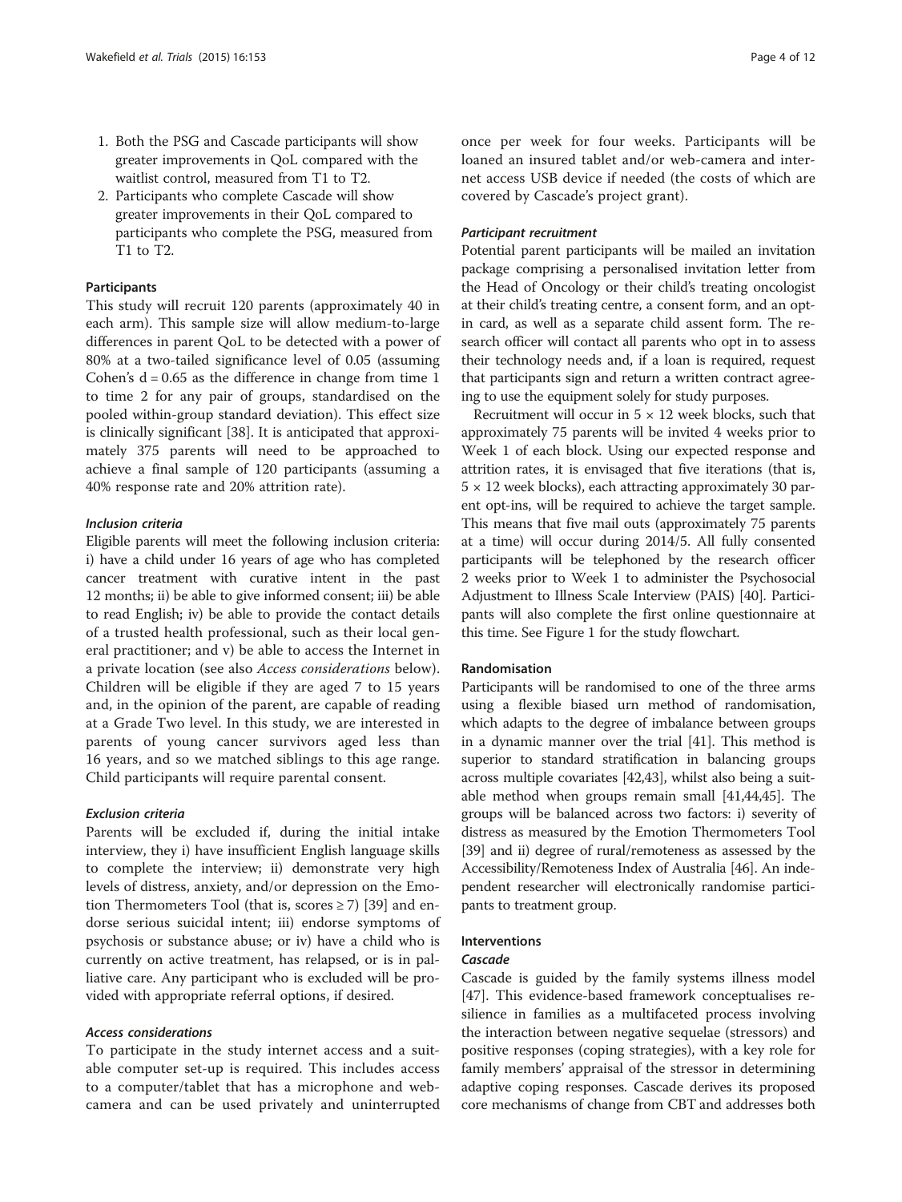1. Both the PSG and Cascade participants will show greater improvements in QoL compared with the waitlist control, measured from T1 to T2.
2. Participants who complete Cascade will show greater improvements in their QoL compared to participants who complete the PSG, measured from T1 to T2.

### Participants

This study will recruit 120 parents (approximately 40 in each arm). This sample size will allow medium-to-large differences in parent QoL to be detected with a power of 80% at a two-tailed significance level of 0.05 (assuming Cohen's $d = 0.65$ as the difference in change from time 1 to time 2 for any pair of groups, standardised on the pooled within-group standard deviation). This effect size is clinically significant [38]. It is anticipated that approximately 375 parents will need to be approached to achieve a final sample of 120 participants (assuming a 40% response rate and 20% attrition rate).

#### *Inclusion criteria*

Eligible parents will meet the following inclusion criteria: i) have a child under 16 years of age who has completed cancer treatment with curative intent in the past 12 months; ii) be able to give informed consent; iii) be able to read English; iv) be able to provide the contact details of a trusted health professional, such as their local general practitioner; and v) be able to access the Internet in a private location (see also *Access considerations* below). Children will be eligible if they are aged 7 to 15 years and, in the opinion of the parent, are capable of reading at a Grade Two level. In this study, we are interested in parents of young cancer survivors aged less than 16 years, and so we matched siblings to this age range. Child participants will require parental consent.

#### *Exclusion criteria*

Parents will be excluded if, during the initial intake interview, they i) have insufficient English language skills to complete the interview; ii) demonstrate very high levels of distress, anxiety, and/or depression on the Emotion Thermometers Tool (that is, scores $\geq 7$) [39] and endorse serious suicidal intent; iii) endorse symptoms of psychosis or substance abuse; or iv) have a child who is currently on active treatment, has relapsed, or is in palliative care. Any participant who is excluded will be provided with appropriate referral options, if desired.

#### *Access considerations*

To participate in the study internet access and a suitable computer set-up is required. This includes access to a computer/tablet that has a microphone and webcamera and can be used privately and uninterrupted once per week for four weeks. Participants will be loaned an insured tablet and/or web-camera and internet access USB device if needed (the costs of which are covered by Cascade's project grant).

#### *Participant recruitment*

Potential parent participants will be mailed an invitation package comprising a personalised invitation letter from the Head of Oncology or their child's treating oncologist at their child's treating centre, a consent form, and an opt-in card, as well as a separate child assent form. The research officer will contact all parents who opt in to assess their technology needs and, if a loan is required, request that participants sign and return a written contract agreeing to use the equipment solely for study purposes.

Recruitment will occur in $5 \times 12$ week blocks, such that approximately 75 parents will be invited 4 weeks prior to Week 1 of each block. Using our expected response and attrition rates, it is envisaged that five iterations (that is, $5 \times 12$ week blocks), each attracting approximately 30 parent opt-ins, will be required to achieve the target sample. This means that five mail outs (approximately 75 parents at a time) will occur during 2014/5. All fully consented participants will be telephoned by the research officer 2 weeks prior to Week 1 to administer the Psychosocial Adjustment to Illness Scale Interview (PAIS) [40]. Participants will also complete the first online questionnaire at this time. See Figure 1 for the study flowchart.

### Randomisation

Participants will be randomised to one of the three arms using a flexible biased urn method of randomisation, which adapts to the degree of imbalance between groups in a dynamic manner over the trial [41]. This method is superior to standard stratification in balancing groups across multiple covariates [42,43], whilst also being a suitable method when groups remain small [41,44,45]. The groups will be balanced across two factors: i) severity of distress as measured by the Emotion Thermometers Tool [39] and ii) degree of rural/remoteness as assessed by the Accessibility/Remoteness Index of Australia [46]. An independent researcher will electronically randomise participants to treatment group.

### Interventions

#### *Cascade*

Cascade is guided by the family systems illness model [47]. This evidence-based framework conceptualises resilience in families as a multifaceted process involving the interaction between negative sequelae (stressors) and positive responses (coping strategies), with a key role for family members' appraisal of the stressor in determining adaptive coping responses. Cascade derives its proposed core mechanisms of change from CBT and addresses both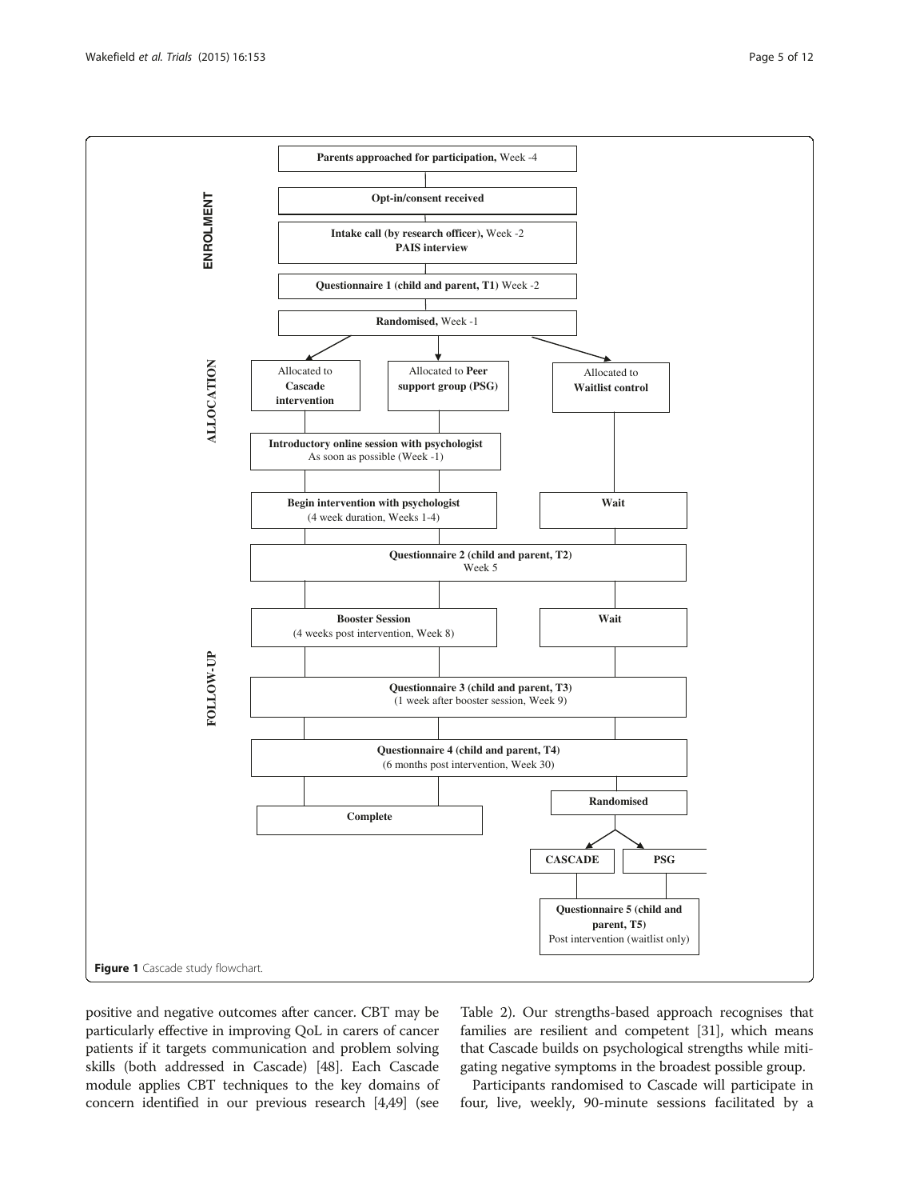**ENROLMENT**

**Parents approached for participation,** Week -4

**Opt-in/consent received**

**Intake call (by research officer),** Week -2
**PAIS interview**

**Questionnaire 1 (child and parent, T1)** Week -2

**Randomised,** Week -1

**ALLOCATION**

Allocated to **Cascade intervention**

Allocated to **Peer support group (PSG)**

Allocated to **Waitlist control**

**Introductory online session with psychologist**
As soon as possible (Week -1)

**Begin intervention with psychologist**
(4 week duration, Weeks 1-4)

**Wait**

**Questionnaire 2 (child and parent, T2)**
Week 5

**Booster Session**
(4 weeks post intervention, Week 8)

**Wait**

**FOLLOW-UP**

**Questionnaire 3 (child and parent, T3)**
(1 week after booster session, Week 9)

**Questionnaire 4 (child and parent, T4)**
(6 months post intervention, Week 30)

**Complete**

**Randomised**

**CASCADE**

**PSG**

**Questionnaire 5 (child and parent, T5)**
Post intervention (waitlist only)

**Figure 1** Cascade study flowchart.

positive and negative outcomes after cancer. CBT may be particularly effective in improving QoL in carers of cancer patients if it targets communication and problem solving skills (both addressed in Cascade) [48]. Each Cascade module applies CBT techniques to the key domains of concern identified in our previous research [4,49] (see Table 2). Our strengths-based approach recognises that families are resilient and competent [31], which means that Cascade builds on psychological strengths while mitigating negative symptoms in the broadest possible group.

Participants randomised to Cascade will participate in four, live, weekly, 90-minute sessions facilitated by a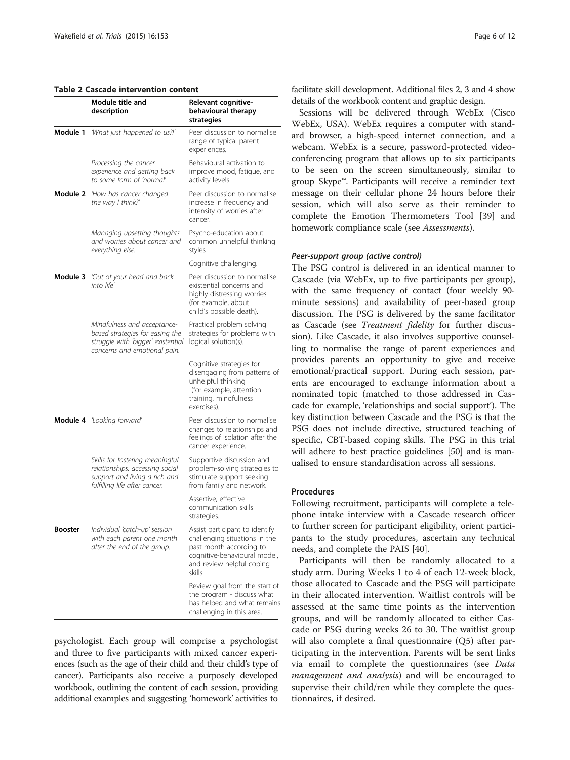**Table 2 Cascade intervention content**

| | Module title and description | Relevant cognitive-behavioural therapy strategies |
|---|---|---|
| **Module 1** | *'What just happened to us?!'* | Peer discussion to normalise range of typical parent experiences. |
| | *Processing the cancer experience and getting back to some form of 'normal'.* | Behavioural activation to improve mood, fatigue, and activity levels. |
| **Module 2** | *'How has cancer changed the way I think?'* | Peer discussion to normalise increase in frequency and intensity of worries after cancer. |
| | *Managing upsetting thoughts and worries about cancer and everything else.* | Psycho-education about common unhelpful thinking styles |
| | | Cognitive challenging. |
| **Module 3** | *'Out of your head and back into life'* | Peer discussion to normalise existential concerns and highly distressing worries (for example, about child's possible death). |
| | *Mindfulness and acceptance-based strategies for easing the struggle with 'bigger' existential concerns and emotional pain.* | Practical problem solving strategies for problems with logical solution(s). |
| | | Cognitive strategies for disengaging from patterns of unhelpful thinking (for example, attention training, mindfulness exercises). |
| **Module 4** | *'Looking forward'* | Peer discussion to normalise changes to relationships and feelings of isolation after the cancer experience. |
| | *Skills for fostering meaningful relationships, accessing social support and living a rich and fulfilling life after cancer.* | Supportive discussion and problem-solving strategies to stimulate support seeking from family and network. |
| | | Assertive, effective communication skills strategies. |
| **Booster** | *Individual 'catch-up' session with each parent one month after the end of the group.* | Assist participant to identify challenging situations in the past month according to cognitive-behavioural model, and review helpful coping skills. |
| | | Review goal from the start of the program - discuss what has helped and what remains challenging in this area. |

psychologist. Each group will comprise a psychologist and three to five participants with mixed cancer experiences (such as the age of their child and their child's type of cancer). Participants also receive a purposely developed workbook, outlining the content of each session, providing additional examples and suggesting 'homework' activities to facilitate skill development. Additional files 2, 3 and 4 show details of the workbook content and graphic design.

Sessions will be delivered through WebEx (Cisco WebEx, USA). WebEx requires a computer with standard browser, a high-speed internet connection, and a webcam. WebEx is a secure, password-protected video-conferencing program that allows up to six participants to be seen on the screen simultaneously, similar to group Skype™. Participants will receive a reminder text message on their cellular phone 24 hours before their session, which will also serve as their reminder to complete the Emotion Thermometers Tool [39] and homework compliance scale (see *Assessments*).

#### Peer-support group (active control)

The PSG control is delivered in an identical manner to Cascade (via WebEx, up to five participants per group), with the same frequency of contact (four weekly 90-minute sessions) and availability of peer-based group discussion. The PSG is delivered by the same facilitator as Cascade (see *Treatment fidelity* for further discussion). Like Cascade, it also involves supportive counselling to normalise the range of parent experiences and provides parents an opportunity to give and receive emotional/practical support. During each session, parents are encouraged to exchange information about a nominated topic (matched to those addressed in Cascade for example, 'relationships and social support'). The key distinction between Cascade and the PSG is that the PSG does not include directive, structured teaching of specific, CBT-based coping skills. The PSG in this trial will adhere to best practice guidelines [50] and is manualised to ensure standardisation across all sessions.

### Procedures

Following recruitment, participants will complete a telephone intake interview with a Cascade research officer to further screen for participant eligibility, orient participants to the study procedures, ascertain any technical needs, and complete the PAIS [40].

Participants will then be randomly allocated to a study arm. During Weeks 1 to 4 of each 12-week block, those allocated to Cascade and the PSG will participate in their allocated intervention. Waitlist controls will be assessed at the same time points as the intervention groups, and will be randomly allocated to either Cascade or PSG during weeks 26 to 30. The waitlist group will also complete a final questionnaire (Q5) after participating in the intervention. Parents will be sent links via email to complete the questionnaires (see *Data management and analysis*) and will be encouraged to supervise their child/ren while they complete the questionnaires, if desired.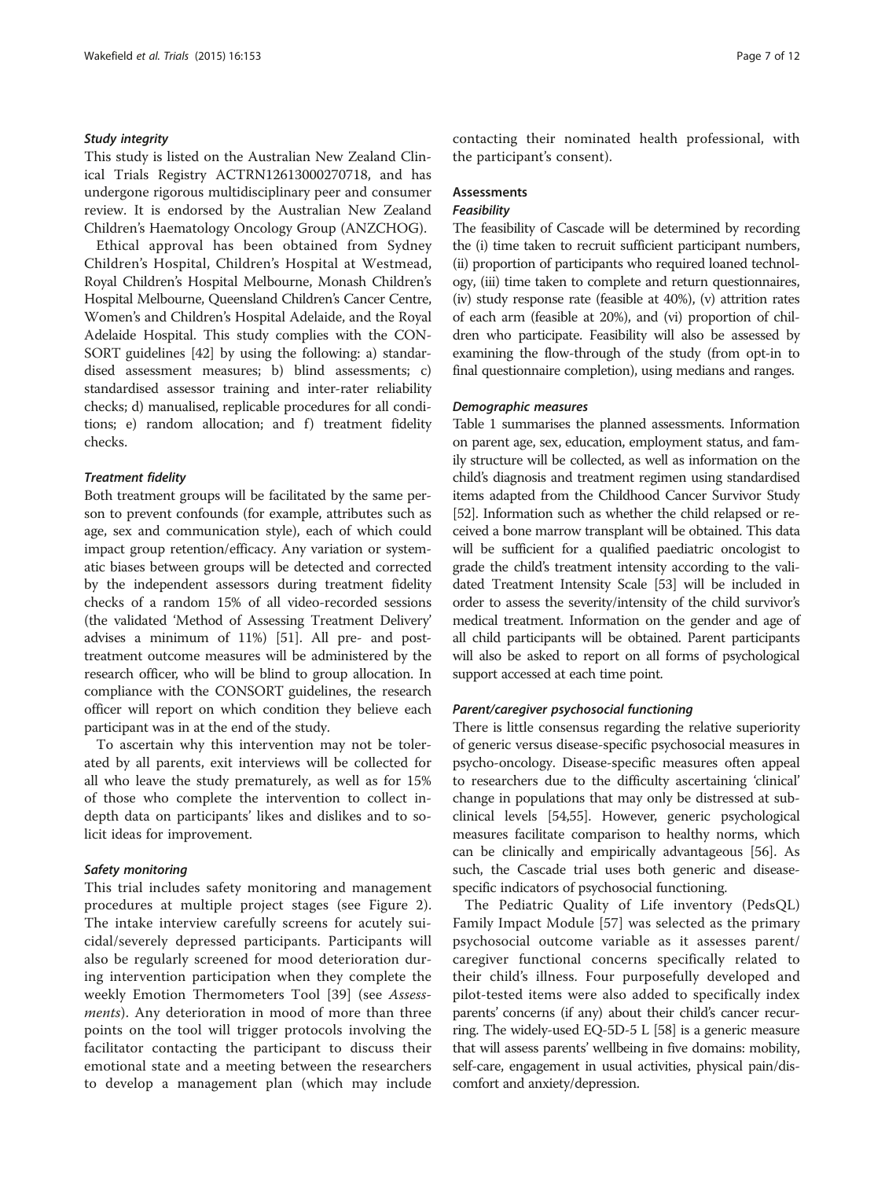### *Study integrity*

This study is listed on the Australian New Zealand Clinical Trials Registry ACTRN12613000270718, and has undergone rigorous multidisciplinary peer and consumer review. It is endorsed by the Australian New Zealand Children's Haematology Oncology Group (ANZCHOG).

Ethical approval has been obtained from Sydney Children's Hospital, Children's Hospital at Westmead, Royal Children's Hospital Melbourne, Monash Children's Hospital Melbourne, Queensland Children's Cancer Centre, Women's and Children's Hospital Adelaide, and the Royal Adelaide Hospital. This study complies with the CONSORT guidelines [42] by using the following: a) standardised assessment measures; b) blind assessments; c) standardised assessor training and inter-rater reliability checks; d) manualised, replicable procedures for all conditions; e) random allocation; and f) treatment fidelity checks.

### *Treatment fidelity*

Both treatment groups will be facilitated by the same person to prevent confounds (for example, attributes such as age, sex and communication style), each of which could impact group retention/efficacy. Any variation or systematic biases between groups will be detected and corrected by the independent assessors during treatment fidelity checks of a random 15% of all video-recorded sessions (the validated 'Method of Assessing Treatment Delivery' advises a minimum of 11%) [51]. All pre- and post-treatment outcome measures will be administered by the research officer, who will be blind to group allocation. In compliance with the CONSORT guidelines, the research officer will report on which condition they believe each participant was in at the end of the study.

To ascertain why this intervention may not be tolerated by all parents, exit interviews will be collected for all who leave the study prematurely, as well as for 15% of those who complete the intervention to collect in-depth data on participants' likes and dislikes and to solicit ideas for improvement.

### *Safety monitoring*

This trial includes safety monitoring and management procedures at multiple project stages (see Figure 2). The intake interview carefully screens for acutely suicidal/severely depressed participants. Participants will also be regularly screened for mood deterioration during intervention participation when they complete the weekly Emotion Thermometers Tool [39] (see *Assessments*). Any deterioration in mood of more than three points on the tool will trigger protocols involving the facilitator contacting the participant to discuss their emotional state and a meeting between the researchers to develop a management plan (which may include contacting their nominated health professional, with the participant's consent).

## Assessments

### *Feasibility*

The feasibility of Cascade will be determined by recording the (i) time taken to recruit sufficient participant numbers, (ii) proportion of participants who required loaned technology, (iii) time taken to complete and return questionnaires, (iv) study response rate (feasible at 40%), (v) attrition rates of each arm (feasible at 20%), and (vi) proportion of children who participate. Feasibility will also be assessed by examining the flow-through of the study (from opt-in to final questionnaire completion), using medians and ranges.

### *Demographic measures*

Table 1 summarises the planned assessments. Information on parent age, sex, education, employment status, and family structure will be collected, as well as information on the child's diagnosis and treatment regimen using standardised items adapted from the Childhood Cancer Survivor Study [52]. Information such as whether the child relapsed or received a bone marrow transplant will be obtained. This data will be sufficient for a qualified paediatric oncologist to grade the child's treatment intensity according to the validated Treatment Intensity Scale [53] will be included in order to assess the severity/intensity of the child survivor's medical treatment. Information on the gender and age of all child participants will be obtained. Parent participants will also be asked to report on all forms of psychological support accessed at each time point.

### *Parent/caregiver psychosocial functioning*

There is little consensus regarding the relative superiority of generic versus disease-specific psychosocial measures in psycho-oncology. Disease-specific measures often appeal to researchers due to the difficulty ascertaining 'clinical' change in populations that may only be distressed at subclinical levels [54,55]. However, generic psychological measures facilitate comparison to healthy norms, which can be clinically and empirically advantageous [56]. As such, the Cascade trial uses both generic and disease-specific indicators of psychosocial functioning.

The Pediatric Quality of Life inventory (PedsQL) Family Impact Module [57] was selected as the primary psychosocial outcome variable as it assesses parent/caregiver functional concerns specifically related to their child's illness. Four purposefully developed and pilot-tested items were also added to specifically index parents' concerns (if any) about their child's cancer recurring. The widely-used EQ-5D-5 L [58] is a generic measure that will assess parents' wellbeing in five domains: mobility, self-care, engagement in usual activities, physical pain/discomfort and anxiety/depression.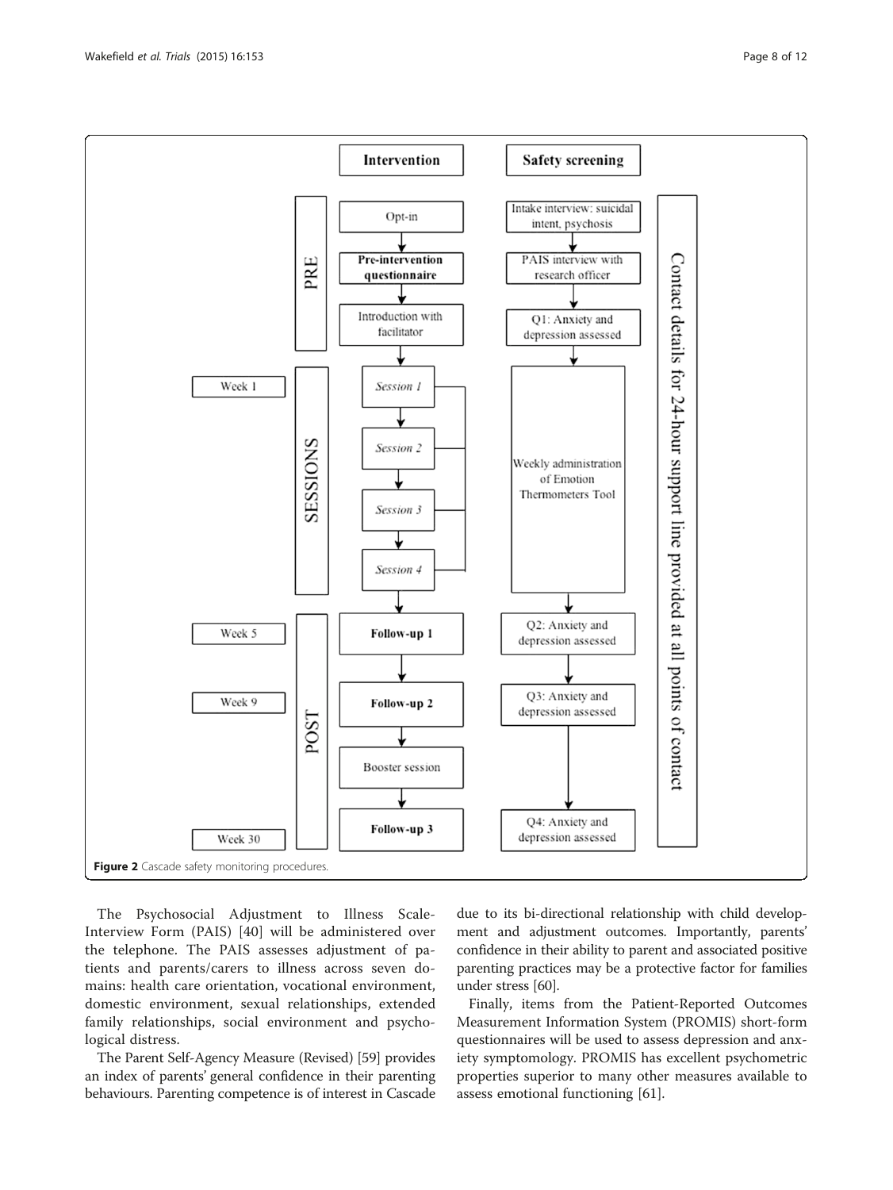Figure 2 Cascade safety monitoring procedures.

The Psychosocial Adjustment to Illness Scale-Interview Form (PAIS) [40] will be administered over the telephone. The PAIS assesses adjustment of patients and parents/carers to illness across seven domains: health care orientation, vocational environment, domestic environment, sexual relationships, extended family relationships, social environment and psychological distress.

The Parent Self-Agency Measure (Revised) [59] provides an index of parents' general confidence in their parenting behaviours. Parenting competence is of interest in Cascade due to its bi-directional relationship with child development and adjustment outcomes. Importantly, parents' confidence in their ability to parent and associated positive parenting practices may be a protective factor for families under stress [60].

Finally, items from the Patient-Reported Outcomes Measurement Information System (PROMIS) short-form questionnaires will be used to assess depression and anxiety symptomology. PROMIS has excellent psychometric properties superior to many other measures available to assess emotional functioning [61].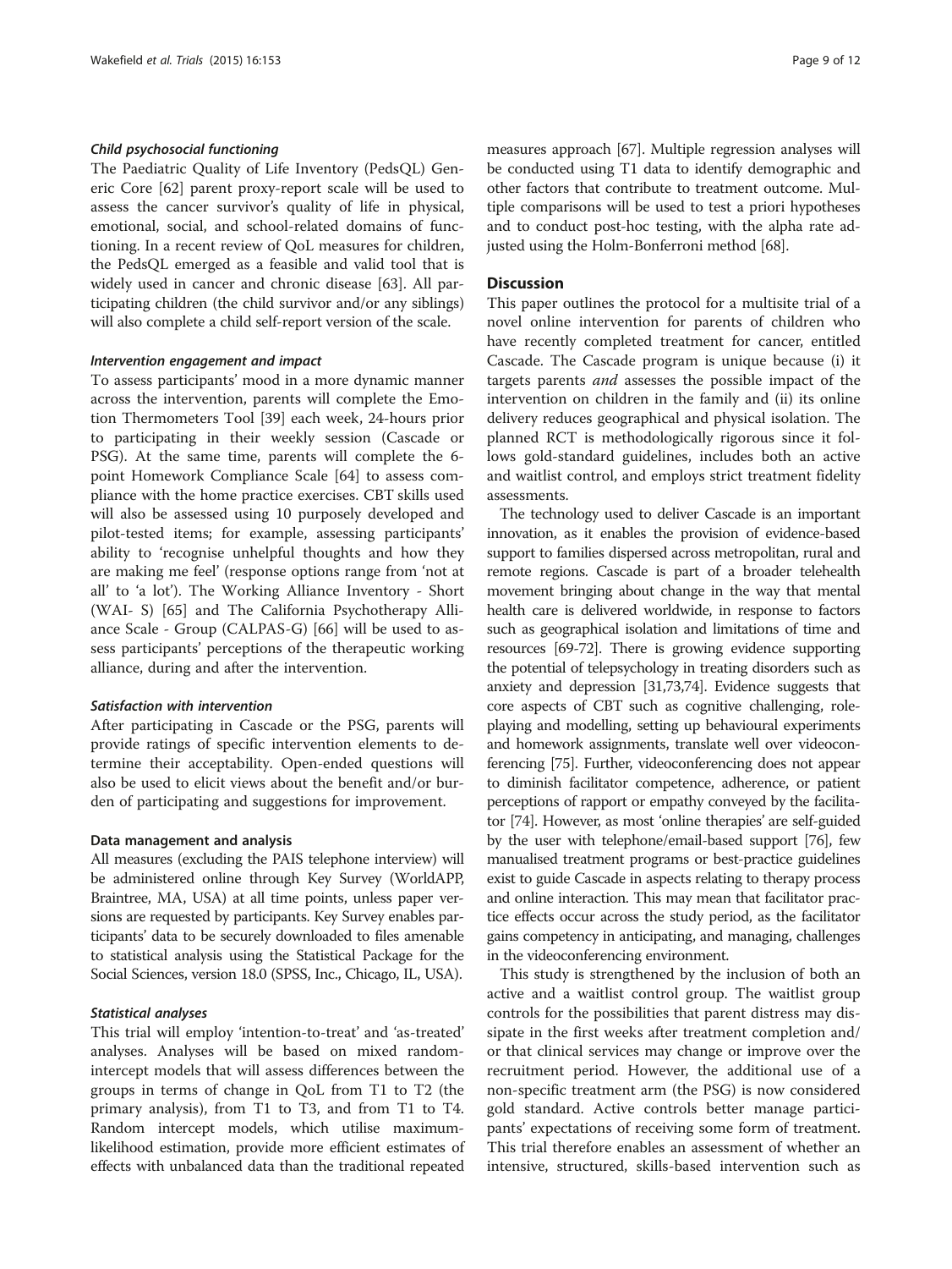#### *Child psychosocial functioning*

The Paediatric Quality of Life Inventory (PedsQL) Generic Core [62] parent proxy-report scale will be used to assess the cancer survivor's quality of life in physical, emotional, social, and school-related domains of functioning. In a recent review of QoL measures for children, the PedsQL emerged as a feasible and valid tool that is widely used in cancer and chronic disease [63]. All participating children (the child survivor and/or any siblings) will also complete a child self-report version of the scale.

#### *Intervention engagement and impact*

To assess participants' mood in a more dynamic manner across the intervention, parents will complete the Emotion Thermometers Tool [39] each week, 24-hours prior to participating in their weekly session (Cascade or PSG). At the same time, parents will complete the 6-point Homework Compliance Scale [64] to assess compliance with the home practice exercises. CBT skills used will also be assessed using 10 purposely developed and pilot-tested items; for example, assessing participants' ability to 'recognise unhelpful thoughts and how they are making me feel' (response options range from 'not at all' to 'a lot'). The Working Alliance Inventory - Short (WAI- S) [65] and The California Psychotherapy Alliance Scale - Group (CALPAS-G) [66] will be used to assess participants' perceptions of the therapeutic working alliance, during and after the intervention.

#### *Satisfaction with intervention*

After participating in Cascade or the PSG, parents will provide ratings of specific intervention elements to determine their acceptability. Open-ended questions will also be used to elicit views about the benefit and/or burden of participating and suggestions for improvement.

### Data management and analysis

All measures (excluding the PAIS telephone interview) will be administered online through Key Survey (WorldAPP, Braintree, MA, USA) at all time points, unless paper versions are requested by participants. Key Survey enables participants' data to be securely downloaded to files amenable to statistical analysis using the Statistical Package for the Social Sciences, version 18.0 (SPSS, Inc., Chicago, IL, USA).

#### *Statistical analyses*

This trial will employ 'intention-to-treat' and 'as-treated' analyses. Analyses will be based on mixed random-intercept models that will assess differences between the groups in terms of change in QoL from T1 to T2 (the primary analysis), from T1 to T3, and from T1 to T4. Random intercept models, which utilise maximum-likelihood estimation, provide more efficient estimates of effects with unbalanced data than the traditional repeated measures approach [67]. Multiple regression analyses will be conducted using T1 data to identify demographic and other factors that contribute to treatment outcome. Multiple comparisons will be used to test a priori hypotheses and to conduct post-hoc testing, with the alpha rate adjusted using the Holm-Bonferroni method [68].

## Discussion

This paper outlines the protocol for a multisite trial of a novel online intervention for parents of children who have recently completed treatment for cancer, entitled Cascade. The Cascade program is unique because (i) it targets parents *and* assesses the possible impact of the intervention on children in the family and (ii) its online delivery reduces geographical and physical isolation. The planned RCT is methodologically rigorous since it follows gold-standard guidelines, includes both an active and waitlist control, and employs strict treatment fidelity assessments.

The technology used to deliver Cascade is an important innovation, as it enables the provision of evidence-based support to families dispersed across metropolitan, rural and remote regions. Cascade is part of a broader telehealth movement bringing about change in the way that mental health care is delivered worldwide, in response to factors such as geographical isolation and limitations of time and resources [69-72]. There is growing evidence supporting the potential of telepsychology in treating disorders such as anxiety and depression [31,73,74]. Evidence suggests that core aspects of CBT such as cognitive challenging, role-playing and modelling, setting up behavioural experiments and homework assignments, translate well over videoconferencing [75]. Further, videoconferencing does not appear to diminish facilitator competence, adherence, or patient perceptions of rapport or empathy conveyed by the facilitator [74]. However, as most 'online therapies' are self-guided by the user with telephone/email-based support [76], few manualised treatment programs or best-practice guidelines exist to guide Cascade in aspects relating to therapy process and online interaction. This may mean that facilitator practice effects occur across the study period, as the facilitator gains competency in anticipating, and managing, challenges in the videoconferencing environment.

This study is strengthened by the inclusion of both an active and a waitlist control group. The waitlist group controls for the possibilities that parent distress may dissipate in the first weeks after treatment completion and/or that clinical services may change or improve over the recruitment period. However, the additional use of a non-specific treatment arm (the PSG) is now considered gold standard. Active controls better manage participants' expectations of receiving some form of treatment. This trial therefore enables an assessment of whether an intensive, structured, skills-based intervention such as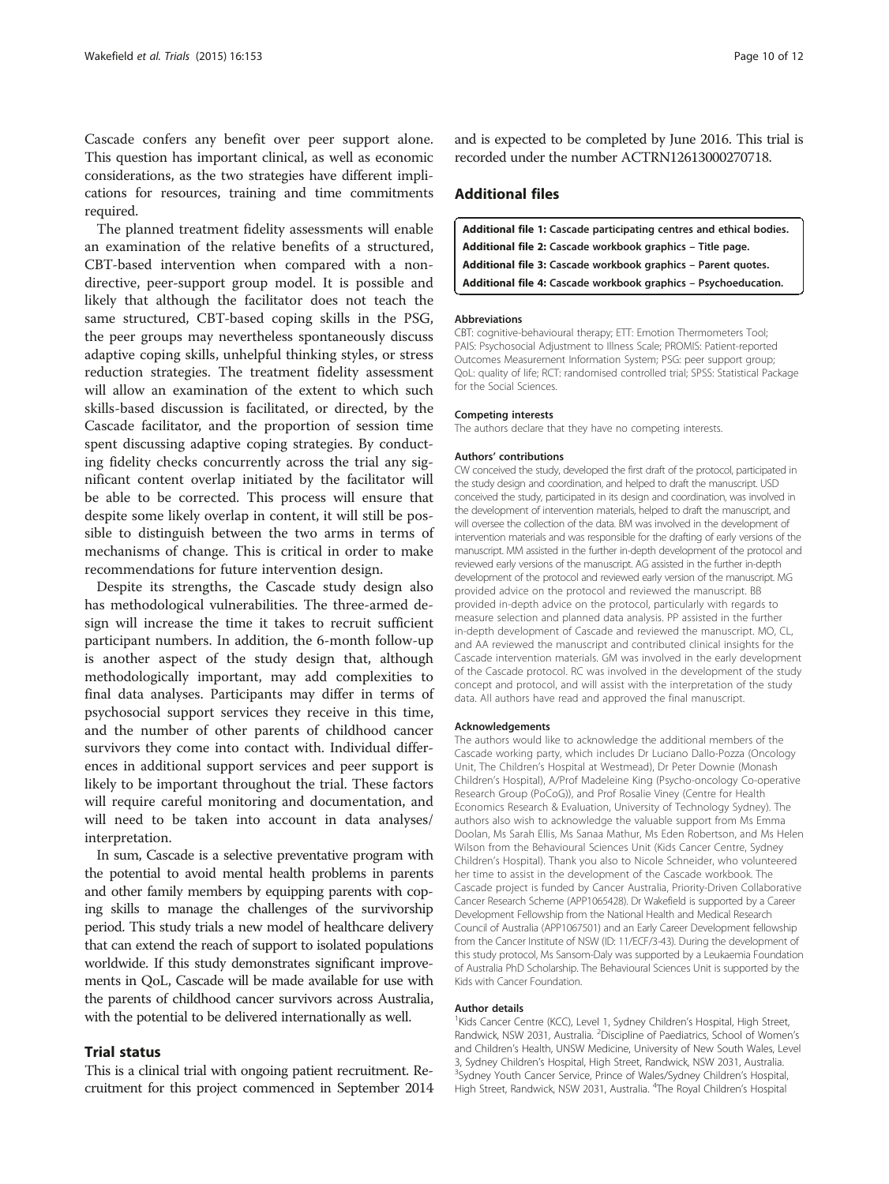Cascade confers any benefit over peer support alone. This question has important clinical, as well as economic considerations, as the two strategies have different implications for resources, training and time commitments required.

The planned treatment fidelity assessments will enable an examination of the relative benefits of a structured, CBT-based intervention when compared with a non-directive, peer-support group model. It is possible and likely that although the facilitator does not teach the same structured, CBT-based coping skills in the PSG, the peer groups may nevertheless spontaneously discuss adaptive coping skills, unhelpful thinking styles, or stress reduction strategies. The treatment fidelity assessment will allow an examination of the extent to which such skills-based discussion is facilitated, or directed, by the Cascade facilitator, and the proportion of session time spent discussing adaptive coping strategies. By conducting fidelity checks concurrently across the trial any significant content overlap initiated by the facilitator will be able to be corrected. This process will ensure that despite some likely overlap in content, it will still be possible to distinguish between the two arms in terms of mechanisms of change. This is critical in order to make recommendations for future intervention design.

Despite its strengths, the Cascade study design also has methodological vulnerabilities. The three-armed design will increase the time it takes to recruit sufficient participant numbers. In addition, the 6-month follow-up is another aspect of the study design that, although methodologically important, may add complexities to final data analyses. Participants may differ in terms of psychosocial support services they receive in this time, and the number of other parents of childhood cancer survivors they come into contact with. Individual differences in additional support services and peer support is likely to be important throughout the trial. These factors will require careful monitoring and documentation, and will need to be taken into account in data analyses/interpretation.

In sum, Cascade is a selective preventative program with the potential to avoid mental health problems in parents and other family members by equipping parents with coping skills to manage the challenges of the survivorship period. This study trials a new model of healthcare delivery that can extend the reach of support to isolated populations worldwide. If this study demonstrates significant improvements in QoL, Cascade will be made available for use with the parents of childhood cancer survivors across Australia, with the potential to be delivered internationally as well.

## Trial status

This is a clinical trial with ongoing patient recruitment. Recruitment for this project commenced in September 2014 and is expected to be completed by June 2016. This trial is recorded under the number ACTRN12613000270718.

## Additional files

**Additional file 1: Cascade participating centres and ethical bodies.**
**Additional file 2: Cascade workbook graphics – Title page.**
**Additional file 3: Cascade workbook graphics – Parent quotes.**
**Additional file 4: Cascade workbook graphics – Psychoeducation.**

#### Abbreviations

CBT: cognitive-behavioural therapy; ETT: Emotion Thermometers Tool; PAIS: Psychosocial Adjustment to Illness Scale; PROMIS: Patient-reported Outcomes Measurement Information System; PSG: peer support group; QoL: quality of life; RCT: randomised controlled trial; SPSS: Statistical Package for the Social Sciences.

#### Competing interests

The authors declare that they have no competing interests.

#### Authors' contributions

CW conceived the study, developed the first draft of the protocol, participated in the study design and coordination, and helped to draft the manuscript. USD conceived the study, participated in its design and coordination, was involved in the development of intervention materials, helped to draft the manuscript, and will oversee the collection of the data. BM was involved in the development of intervention materials and was responsible for the drafting of early versions of the manuscript. MM assisted in the further in-depth development of the protocol and reviewed early versions of the manuscript. AG assisted in the further in-depth development of the protocol and reviewed early version of the manuscript. MG provided advice on the protocol and reviewed the manuscript. BB provided in-depth advice on the protocol, particularly with regards to measure selection and planned data analysis. PP assisted in the further in-depth development of Cascade and reviewed the manuscript. MO, CL, and AA reviewed the manuscript and contributed clinical insights for the Cascade intervention materials. GM was involved in the early development of the Cascade protocol. RC was involved in the development of the study concept and protocol, and will assist with the interpretation of the study data. All authors have read and approved the final manuscript.

#### Acknowledgements

The authors would like to acknowledge the additional members of the Cascade working party, which includes Dr Luciano Dallo-Pozza (Oncology Unit, The Children's Hospital at Westmead), Dr Peter Downie (Monash Children's Hospital), A/Prof Madeleine King (Psycho-oncology Co-operative Research Group (PoCoG)), and Prof Rosalie Viney (Centre for Health Economics Research & Evaluation, University of Technology Sydney). The authors also wish to acknowledge the valuable support from Ms Emma Doolan, Ms Sarah Ellis, Ms Sanaa Mathur, Ms Eden Robertson, and Ms Helen Wilson from the Behavioural Sciences Unit (Kids Cancer Centre, Sydney Children's Hospital). Thank you also to Nicole Schneider, who volunteered her time to assist in the development of the Cascade workbook. The Cascade project is funded by Cancer Australia, Priority-Driven Collaborative Cancer Research Scheme (APP1065428). Dr Wakefield is supported by a Career Development Fellowship from the National Health and Medical Research Council of Australia (APP1067501) and an Early Career Development fellowship from the Cancer Institute of NSW (ID: 11/ECF/3-43). During the development of this study protocol, Ms Sansom-Daly was supported by a Leukaemia Foundation of Australia PhD Scholarship. The Behavioural Sciences Unit is supported by the Kids with Cancer Foundation.

#### Author details

[1]Kids Cancer Centre (KCC), Level 1, Sydney Children's Hospital, High Street, Randwick, NSW 2031, Australia. [2]Discipline of Paediatrics, School of Women's and Children's Health, UNSW Medicine, University of New South Wales, Level 3, Sydney Children's Hospital, High Street, Randwick, NSW 2031, Australia. [3]Sydney Youth Cancer Service, Prince of Wales/Sydney Children's Hospital, High Street, Randwick, NSW 2031, Australia. [4]The Royal Children's Hospital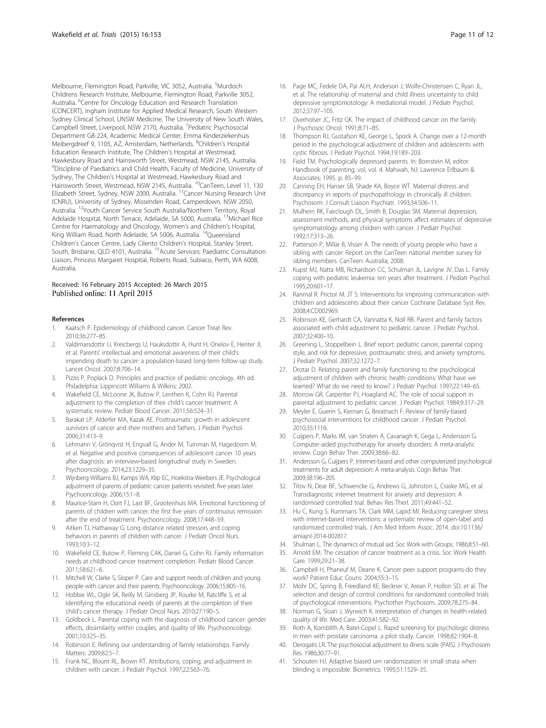Melbourne, Flemington Road, Parkville, VIC 3052, Australia. [5]Murdoch Childrens Research Institute, Melbourne, Flemington Road, Parkville 3052, Australia. [6]Centre for Oncology Education and Research Translation (CONCERT), Ingham Institute for Applied Medical Research, South Western Sydney Clinical School, UNSW Medicine, The University of New South Wales, Campbell Street, Liverpool, NSW 2170, Australia. [7]Pediatric Psychosocial Department G8-224, Academic Medical Center, Emma Kinderziekenhuis Meibergdreef 9, 1105, AZ, Amsterdam, Netherlands. [8]Children's Hospital Education Research Institute, The Children's Hospital at Westmead, Hawkesbury Road and Hainsworth Street, Westmead, NSW 2145, Australia. [9]Discipline of Paediatrics and Child Health, Faculty of Medicine, University of Sydney, The Children's Hospital at Westmead, Hawkesbury Road and Hainsworth Street, Westmead, NSW 2145, Australia. [10]CanTeen, Level 11, 130 Elizabeth Street, Sydney, NSW 2000, Australia. [11]Cancer Nursing Research Unit (CNRU), University of Sydney, Missenden Road, Camperdown, NSW 2050, Australia. [12]Youth Cancer Service South Australia/Northern Territory, Royal Adelaide Hospital, North Terrace, Adelaide, SA 5000, Australia. [13]Michael Rice Centre for Haematology and Oncology, Women's and Children's Hospital, King William Road, North Adelaide, SA 5006, Australia. [14]Queensland Children's Cancer Centre, Lady Cilento Children's Hospital, Stanley Street, South, Brisbane, QLD 4101, Australia. [15]Acute Services: Paediatric Consultation Liaison, Princess Margaret Hospital, Roberts Road, Subiaco, Perth, WA 6008, Australia.

Received: 16 February 2015 Accepted: 26 March 2015
Published online: 11 April 2015

## References

1. Kaatsch P. Epidemiology of childhood cancer. Cancer Treat Rev. 2010;36:277–85.
2. Valdimarsdottir U, Kreicbergs U, Hauksdottir A, Hunt H, Onelov E, Henter JI, et al. Parents' intellectual and emotional awareness of their child's impending death to cancer: a population-based long-term follow-up study. Lancet Oncol. 2007;8:706–14.
3. Pizzo P, Poplack D. Principles and practice of pediatric oncology. 4th ed. Philadelphia: Lippincott Williams & Wilkins; 2002.
4. Wakefield CE, McLoone JK, Butow P, Lenthen K, Cohn RJ. Parental adjustment to the completion of their child's cancer treatment: A systematic review. Pediatr Blood Cancer. 2011;56:524–31.
5. Barakat LP, Alderfer MA, Kazak AE. Posttraumatic growth in adolescent survivors of cancer and their mothers and fathers. J Pediatr Psychol. 2006;31:413–9.
6. Lehmann V, Grönqvist H, Engvall G, Ander M, Tuinman M, Hagedoorn M, et al. Negative and positive consequences of adolescent cancer 10 years after diagnosis: an interview-based longitudinal study in Sweden. Psychooncology. 2014;23:1229–35.
7. Wijnberg-Williams BJ, Kamps WA, Klip EC, Hoekstra-Weebers JE. Psychological adjustment of parents of pediatric cancer patients revisited: five years later. Psychooncology. 2006;15:1–8.
8. Maurice-Stam H, Oort FJ, Last BF, Grootenhuis MA. Emotional functioning of parents of children with cancer: the first five years of continuous remission after the end of treatment. Psychooncology. 2008;17:448–59.
9. Aitken TJ, Hathaway G. Long distance related stressors and coping behaviors in parents of children with cancer. J Pediatr Oncol Nurs. 1993;10:3–12.
10. Wakefield CE, Butow P, Fleming CAK, Daniel G, Cohn RJ. Family information needs at childhood cancer treatment completion. Pediatr Blood Cancer. 2011;58:621–6.
11. Mitchell W, Clarke S, Sloper P. Care and support needs of children and young people with cancer and their parents. Psychooncology. 2006;15:805–16.
12. Hobbie WL, Ogle SK, Reilly M, Ginsberg JP, Rourke M, Ratcliffe S, et al. Identifying the educational needs of parents at the completion of their child's cancer therapy. J Pediatr Oncol Nurs. 2010;27:190–5.
13. Goldbeck L. Parental coping with the diagnosis of childhood cancer: gender effects, dissimilarity within couples, and quality of life. Psychooncology. 2001;10:325–35.
14. Robinson E. Refining our understanding of family relationships. Family Matters. 2009;82:5–7.
15. Frank NC, Blount RL, Brown RT. Attributions, coping, and adjustment in children with cancer. J Pediatr Psychol. 1997;22:563–76.
16. Page MC, Fedele DA, Pai ALH, Anderson J, Wolfe-Christensen C, Ryan JL, et al. The relationship of maternal and child illness uncertainty to child depressive symptomotology: A mediational model. J Pediatr Psychol. 2012;37:97–105.
17. Overholser JC, Fritz GK. The impact of childhood cancer on the family. J Psychosoc Oncol. 1991;8:71–85.
18. Thompson RJ, Gustafson KE, George L, Spock A. Change over a 12-month period in the psychological adjustment of children and adolescents with cystic fibrosis. J Pediatr Psychol. 1994;19:189–203.
19. Field TM. Psychologically depressed parents. In: Bornstein M, editor. Handbook of parenting, vol, vol. 4. Mahwah, NJ: Lawrence Erlbaum & Associates; 1995. p. 85–99.
20. Canning EH, Hanser SB, Shade KA, Boyce WT. Maternal distress and discrepancy in reports of psychopathology in chronically ill children. Psychosom: J Consult Liaison Psychiatr. 1993;34:506–11.
21. Mulhern RK, Fairclough DL, Smith B, Douglas SM. Maternal depression, assessment methods, and physical symptoms affect estimates of depressive symptomatology among children with cancer. J Pediatr Psychol. 1992;17:313–26.
22. Patterson P, Millar B, Visser A. The needs of young people who have a sibling with cancer: Report on the CanTeen national member survey for sibling members. CanTeen: Australia; 2008.
23. Kupst MJ, Natta MB, Richardson CC, Schulman JL, Lavigne JV, Das L. Family coping with pediatric leukemia: ten years after treatment. J Pediatr Psychol. 1995;20:601–17.
24. Ranmal R. Prictor M. JT S: Interventions for improving communication with children and adolescents about their cancer Cochrane Database Syst Rev. 2008;4:CD002969.
25. Robinson KE, Gerhardt CA, Vannatta K, Noll RB. Parent and family factors associated with child adjustment to pediatric cancer. J Pediatr Psychol. 2007;32:400–10.
26. Greening L, Stoppelbein L. Brief report: pediatric cancer, parental coping style, and risk for depressive, posttraumatic stress, and anxiety symptoms. J Pediatr Psychol. 2007;32:1272–7.
27. Drotar D. Relating parent and family functioning to the psychological adjustment of children with chronic health conditions: What have we learned? What do we need to know? J Pediatr Psychol. 1997;22:149–65.
28. Morrow GR, Carpenter PJ, Hoagland AC. The role of social support in parental adjustment to pediatric cancer. J Pediatr Psychol. 1984;9:317–29.
29. Meyler E, Guerin S, Kiernan G, Breatnach F. Review of family-based psychosocial interventions for childhood cancer. J Pediatr Psychol. 2010;35:1116.
30. Cuijpers P, Marks IM, van Straten A, Cavanagh K, Gega L, Andersson G. Computer-aided psychotherapy for anxiety disorders: A meta-analytic review. Cogn Behav Ther. 2009;38:66–82.
31. Andersson G, Cuijpers P. Internet-based and other computerized psychological treatments for adult depression: A meta-analysis. Cogn Behav Ther. 2009;38:196–205.
32. Titov N, Dear BF, Schwencke G, Andrews G, Johnston L, Craske MG, et al. Transdiagnostic internet treatment for anxiety and depression: A randomised controlled trial. Behav Res Therl. 2011;49:441–52.
33. Hu C, Kung S, Rummans TA, Clark MM, Lapid MI. Reducing caregiver stress with internet-based interventions: a systematic review of open-label and randomized controlled trials. J Am Med Inform Assoc. 2014. doi:10.1136/amiajnl-2014-002817.
34. Shulman L. The dynamics of mutual aid. Soc Work with Groups. 1986;8:51–60.
35. Arnold EM. The cessation of cancer treatment as a crisis. Soc Work Health Care. 1999;29:21–38.
36. Campbell H, Phaneuf M, Deane K. Cancer peer support programs-do they work? Patient Educ Couns. 2004;55:3–15.
37. Mohr DC, Spring B, Freedland KE, Beckner V, Arean P, Hollon SD, et al. The selection and design of control conditions for randomized controlled trials of psychological interventions. Psychother Psychosom. 2009;78:275–84.
38. Norman G, Sloan J, Wyrwich K. Interpretation of changes in health-related quality of life. Med Care. 2003;41:582–92.
39. Roth A, Kornblith A, Batel-Copel L. Rapid screening for psychologic distress in men with prostate carcinoma: a pilot study. Cancer. 1998;82:1904–8.
40. Derogatis LR. The psychosocial adjustment to illness scale (PAIS). J Psychosom Res. 1986;30:77–91.
41. Schouten HJ. Adaptive biased urn randomization in small strata when blinding is impossible. Biometrics. 1995;51:1529–35.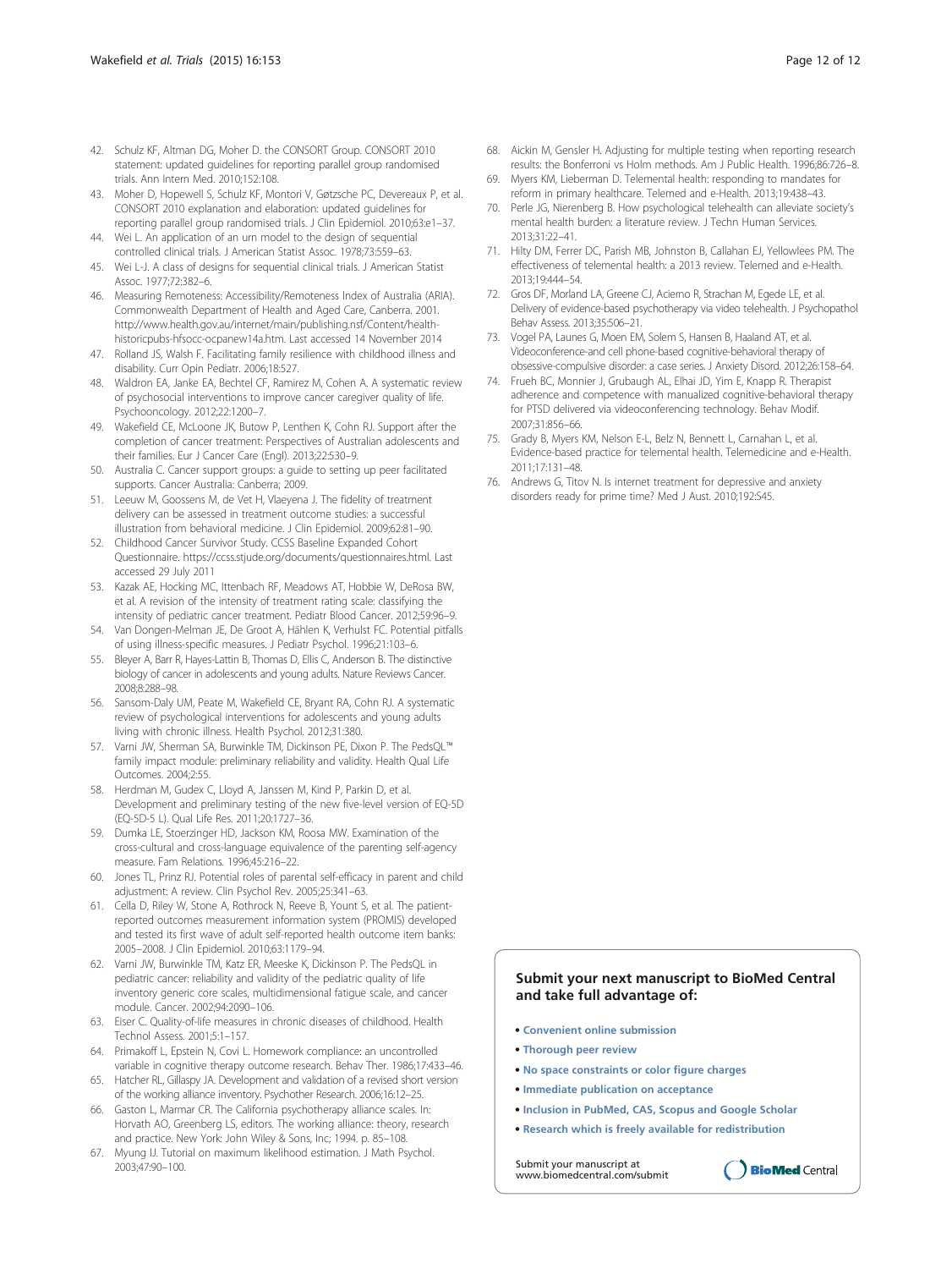42. Schulz KF, Altman DG, Moher D. the CONSORT Group. CONSORT 2010 statement: updated guidelines for reporting parallel group randomised trials. Ann Intern Med. 2010;152:108.
43. Moher D, Hopewell S, Schulz KF, Montori V, Gøtzsche PC, Devereaux P, et al. CONSORT 2010 explanation and elaboration: updated guidelines for reporting parallel group randomised trials. J Clin Epidemiol. 2010;63:e1–37.
44. Wei L. An application of an urn model to the design of sequential controlled clinical trials. J American Statist Assoc. 1978;73:559–63.
45. Wei L-J. A class of designs for sequential clinical trials. J American Statist Assoc. 1977;72:382–6.
46. Measuring Remoteness: Accessibility/Remoteness Index of Australia (ARIA). Commonwealth Department of Health and Aged Care, Canberra. 2001. http://www.health.gov.au/internet/main/publishing.nsf/Content/health-historicpubs-hfsocc-ocpanew14a.htm. Last accessed 14 November 2014
47. Rolland JS, Walsh F. Facilitating family resilience with childhood illness and disability. Curr Opin Pediatr. 2006;18:527.
48. Waldron EA, Janke EA, Bechtel CF, Ramirez M, Cohen A. A systematic review of psychosocial interventions to improve cancer caregiver quality of life. Psychooncology. 2012;22:1200–7.
49. Wakefield CE, McLoone JK, Butow P, Lenthen K, Cohn RJ. Support after the completion of cancer treatment: Perspectives of Australian adolescents and their families. Eur J Cancer Care (Engl). 2013;22:530–9.
50. Australia C. Cancer support groups: a guide to setting up peer facilitated supports. Cancer Australia: Canberra; 2009.
51. Leeuw M, Goossens M, de Vet H, Vlaeyena J. The fidelity of treatment delivery can be assessed in treatment outcome studies: a successful illustration from behavioral medicine. J Clin Epidemiol. 2009;62:81–90.
52. Childhood Cancer Survivor Study. CCSS Baseline Expanded Cohort Questionnaire. https://ccss.stjude.org/documents/questionnaires.html. Last accessed 29 July 2011
53. Kazak AE, Hocking MC, Ittenbach RF, Meadows AT, Hobbie W, DeRosa BW, et al. A revision of the intensity of treatment rating scale: classifying the intensity of pediatric cancer treatment. Pediatr Blood Cancer. 2012;59:96–9.
54. Van Dongen-Melman JE, De Groot A, Hählen K, Verhulst FC. Potential pitfalls of using illness-specific measures. J Pediatr Psychol. 1996;21:103–6.
55. Bleyer A, Barr R, Hayes-Lattin B, Thomas D, Ellis C, Anderson B. The distinctive biology of cancer in adolescents and young adults. Nature Reviews Cancer. 2008;8:288–98.
56. Sansom-Daly UM, Peate M, Wakefield CE, Bryant RA, Cohn RJ. A systematic review of psychological interventions for adolescents and young adults living with chronic illness. Health Psychol. 2012;31:380.
57. Varni JW, Sherman SA, Burwinkle TM, Dickinson PE, Dixon P. The PedsQL™ family impact module: preliminary reliability and validity. Health Qual Life Outcomes. 2004;2:55.
58. Herdman M, Gudex C, Lloyd A, Janssen M, Kind P, Parkin D, et al. Development and preliminary testing of the new five-level version of EQ-5D (EQ-5D-5 L). Qual Life Res. 2011;20:1727–36.
59. Dumka LE, Stoerzinger HD, Jackson KM, Roosa MW. Examination of the cross-cultural and cross-language equivalence of the parenting self-agency measure. Fam Relations. 1996;45:216–22.
60. Jones TL, Prinz RJ. Potential roles of parental self-efficacy in parent and child adjustment: A review. Clin Psychol Rev. 2005;25:341–63.
61. Cella D, Riley W, Stone A, Rothrock N, Reeve B, Yount S, et al. The patient-reported outcomes measurement information system (PROMIS) developed and tested its first wave of adult self-reported health outcome item banks: 2005–2008. J Clin Epidemiol. 2010;63:1179–94.
62. Varni JW, Burwinkle TM, Katz ER, Meeske K, Dickinson P. The PedsQL in pediatric cancer: reliability and validity of the pediatric quality of life inventory generic core scales, multidimensional fatigue scale, and cancer module. Cancer. 2002;94:2090–106.
63. Eiser C. Quality-of-life measures in chronic diseases of childhood. Health Technol Assess. 2001;5:1–157.
64. Primakoff L, Epstein N, Covi L. Homework compliance: an uncontrolled variable in cognitive therapy outcome research. Behav Ther. 1986;17:433–46.
65. Hatcher RL, Gillaspy JA. Development and validation of a revised short version of the working alliance inventory. Psychother Research. 2006;16:12–25.
66. Gaston L, Marmar CR. The California psychotherapy alliance scales. In: Horvath AO, Greenberg LS, editors. The working alliance: theory, research and practice. New York: John Wiley & Sons, Inc; 1994. p. 85–108.
67. Myung IJ. Tutorial on maximum likelihood estimation. J Math Psychol. 2003;47:90–100.
68. Aickin M, Gensler H. Adjusting for multiple testing when reporting research results: the Bonferroni vs Holm methods. Am J Public Health. 1996;86:726–8.
69. Myers KM, Lieberman D. Telemental health: responding to mandates for reform in primary healthcare. Telemed and e-Health. 2013;19:438–43.
70. Perle JG, Nierenberg B. How psychological telehealth can alleviate society's mental health burden: a literature review. J Techn Human Services. 2013;31:22–41.
71. Hilty DM, Ferrer DC, Parish MB, Johnston B, Callahan EJ, Yellowlees PM. The effectiveness of telemental health: a 2013 review. Telemed and e-Health. 2013;19:444–54.
72. Gros DF, Morland LA, Greene CJ, Acierno R, Strachan M, Egede LE, et al. Delivery of evidence-based psychotherapy via video telehealth. J Psychopathol Behav Assess. 2013;35:506–21.
73. Vogel PA, Launes G, Moen EM, Solem S, Hansen B, Haaland AT, et al. Videoconference-and cell phone-based cognitive-behavioral therapy of obsessive-compulsive disorder: a case series. J Anxiety Disord. 2012;26:158–64.
74. Frueh BC, Monnier J, Grubaugh AL, Elhai JD, Yim E, Knapp R. Therapist adherence and competence with manualized cognitive-behavioral therapy for PTSD delivered via videoconferencing technology. Behav Modif. 2007;31:856–66.
75. Grady B, Myers KM, Nelson E-L, Belz N, Bennett L, Carnahan L, et al. Evidence-based practice for telemental health. Telemedicine and e-Health. 2011;17:131–48.
76. Andrews G, Titov N. Is internet treatment for depressive and anxiety disorders ready for prime time? Med J Aust. 2010;192:S45.

**Submit your next manuscript to BioMed Central and take full advantage of:**

- **Convenient online submission**
- **Thorough peer review**
- **No space constraints or color figure charges**
- **Immediate publication on acceptance**
- **Inclusion in PubMed, CAS, Scopus and Google Scholar**
- **Research which is freely available for redistribution**

Submit your manuscript at
www.biomedcentral.com/submit

BioMed Central